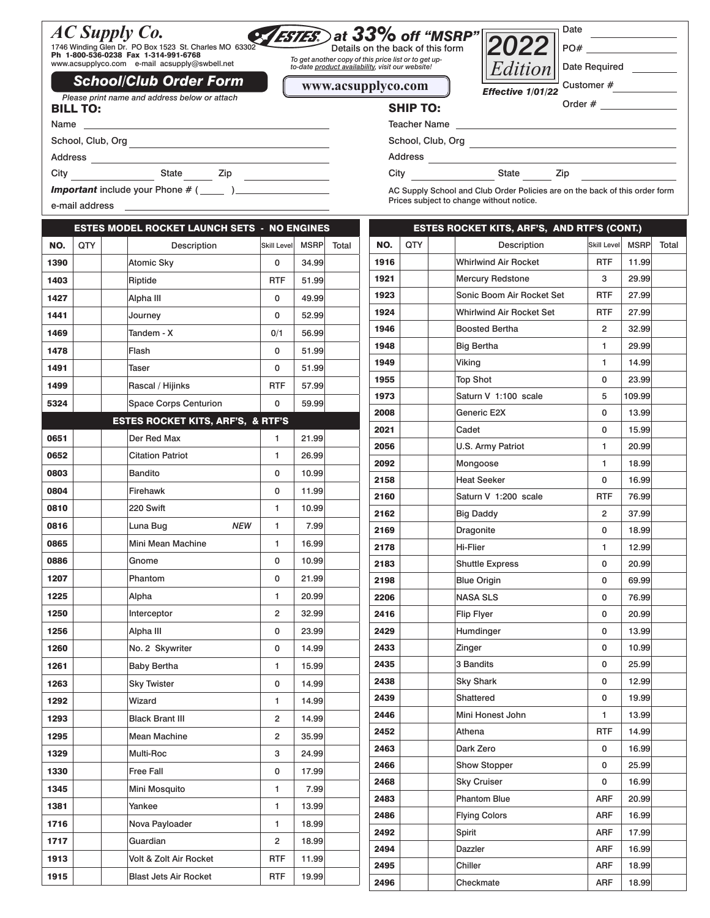# AC Supply Co.

1746 Winding Glen Dr. PO Box 1523 St. Charles MO 63302
**Ph 1-800-536-0238 Fax 1-314-991-6768**
www.acsupplyco.com e-mail acsupply@swbell.net

## School/Club Order Form

**ESTES at 33% off "MSRP"**
Details on the back of this form

*To get another copy of this price list or to get up-to-date product availability, visit our website!*

**www.acsupplyco.com**

**2022 Edition**
***Effective 1/01/22***

Date ______________
PO# ______________
Date Required ______________
Customer # ______________
Order # ______________

*Please print name and address below or attach*

**BILL TO:**

Name ______________
School, Club, Org ______________
Address ______________
City ______ State ______ Zip ______
***Important*** include your Phone # ( ____ ) ______________
e-mail address ______________

**SHIP TO:**

Teacher Name ______________
School, Club, Org ______________
Address ______________
City ______ State ______ Zip ______

AC Supply School and Club Order Policies are on the back of this order form
Prices subject to change without notice.

| NO. | QTY | | Description | Skill Level | MSRP | Total |
|---|---|---|---|---|---|---|
| **ESTES MODEL ROCKET LAUNCH SETS - NO ENGINES** | | | | | | |
| 1390 | | | Atomic Sky | 0 | 34.99 | |
| 1403 | | | Riptide | RTF | 51.99 | |
| 1427 | | | Alpha III | 0 | 49.99 | |
| 1441 | | | Journey | 0 | 52.99 | |
| 1469 | | | Tandem - X | 0/1 | 56.99 | |
| 1478 | | | Flash | 0 | 51.99 | |
| 1491 | | | Taser | 0 | 51.99 | |
| 1499 | | | Rascal / Hijinks | RTF | 57.99 | |
| 5324 | | | Space Corps Centurion | 0 | 59.99 | |
| **ESTES ROCKET KITS, ARF'S, & RTF'S** | | | | | | |
| 0651 | | | Der Red Max | 1 | 21.99 | |
| 0652 | | | Citation Patriot | 1 | 26.99 | |
| 0803 | | | Bandito | 0 | 10.99 | |
| 0804 | | | Firehawk | 0 | 11.99 | |
| 0810 | | | 220 Swift | 1 | 10.99 | |
| 0816 | | | Luna Bug *NEW* | 1 | 7.99 | |
| 0865 | | | Mini Mean Machine | 1 | 16.99 | |
| 0886 | | | Gnome | 0 | 10.99 | |
| 1207 | | | Phantom | 0 | 21.99 | |
| 1225 | | | Alpha | 1 | 20.99 | |
| 1250 | | | Interceptor | 2 | 32.99 | |
| 1256 | | | Alpha III | 0 | 23.99 | |
| 1260 | | | No. 2 Skywriter | 0 | 14.99 | |
| 1261 | | | Baby Bertha | 1 | 15.99 | |
| 1263 | | | Sky Twister | 0 | 14.99 | |
| 1292 | | | Wizard | 1 | 14.99 | |
| 1293 | | | Black Brant III | 2 | 14.99 | |
| 1295 | | | Mean Machine | 2 | 35.99 | |
| 1329 | | | Multi-Roc | 3 | 24.99 | |
| 1330 | | | Free Fall | 0 | 17.99 | |
| 1345 | | | Mini Mosquito | 1 | 7.99 | |
| 1381 | | | Yankee | 1 | 13.99 | |
| 1716 | | | Nova Payloader | 1 | 18.99 | |
| 1717 | | | Guardian | 2 | 18.99 | |
| 1913 | | | Volt & Zolt Air Rocket | RTF | 11.99 | |
| 1915 | | | Blast Jets Air Rocket | RTF | 19.99 | |

| NO. | QTY | | Description | Skill Level | MSRP | Total |
|---|---|---|---|---|---|---|
| **ESTES ROCKET KITS, ARF'S, AND RTF'S (CONT.)** | | | | | | |
| 1916 | | | Whirlwind Air Rocket | RTF | 11.99 | |
| 1921 | | | Mercury Redstone | 3 | 29.99 | |
| 1923 | | | Sonic Boom Air Rocket Set | RTF | 27.99 | |
| 1924 | | | Whirlwind Air Rocket Set | RTF | 27.99 | |
| 1946 | | | Boosted Bertha | 2 | 32.99 | |
| 1948 | | | Big Bertha | 1 | 29.99 | |
| 1949 | | | Viking | 1 | 14.99 | |
| 1955 | | | Top Shot | 0 | 23.99 | |
| 1973 | | | Saturn V 1:100 scale | 5 | 109.99 | |
| 2008 | | | Generic E2X | 0 | 13.99 | |
| 2021 | | | Cadet | 0 | 15.99 | |
| 2056 | | | U.S. Army Patriot | 1 | 20.99 | |
| 2092 | | | Mongoose | 1 | 18.99 | |
| 2158 | | | Heat Seeker | 0 | 16.99 | |
| 2160 | | | Saturn V 1:200 scale | RTF | 76.99 | |
| 2162 | | | Big Daddy | 2 | 37.99 | |
| 2169 | | | Dragonite | 0 | 18.99 | |
| 2178 | | | Hi-Flier | 1 | 12.99 | |
| 2183 | | | Shuttle Express | 0 | 20.99 | |
| 2198 | | | Blue Origin | 0 | 69.99 | |
| 2206 | | | NASA SLS | 0 | 76.99 | |
| 2416 | | | Flip Flyer | 0 | 20.99 | |
| 2429 | | | Humdinger | 0 | 13.99 | |
| 2433 | | | Zinger | 0 | 10.99 | |
| 2435 | | | 3 Bandits | 0 | 25.99 | |
| 2438 | | | Sky Shark | 0 | 12.99 | |
| 2439 | | | Shattered | 0 | 19.99 | |
| 2446 | | | Mini Honest John | 1 | 13.99 | |
| 2452 | | | Athena | RTF | 14.99 | |
| 2463 | | | Dark Zero | 0 | 16.99 | |
| 2466 | | | Show Stopper | 0 | 25.99 | |
| 2468 | | | Sky Cruiser | 0 | 16.99 | |
| 2483 | | | Phantom Blue | ARF | 20.99 | |
| 2486 | | | Flying Colors | ARF | 16.99 | |
| 2492 | | | Spirit | ARF | 17.99 | |
| 2494 | | | Dazzler | ARF | 16.99 | |
| 2495 | | | Chiller | ARF | 18.99 | |
| 2496 | | | Checkmate | ARF | 18.99 | |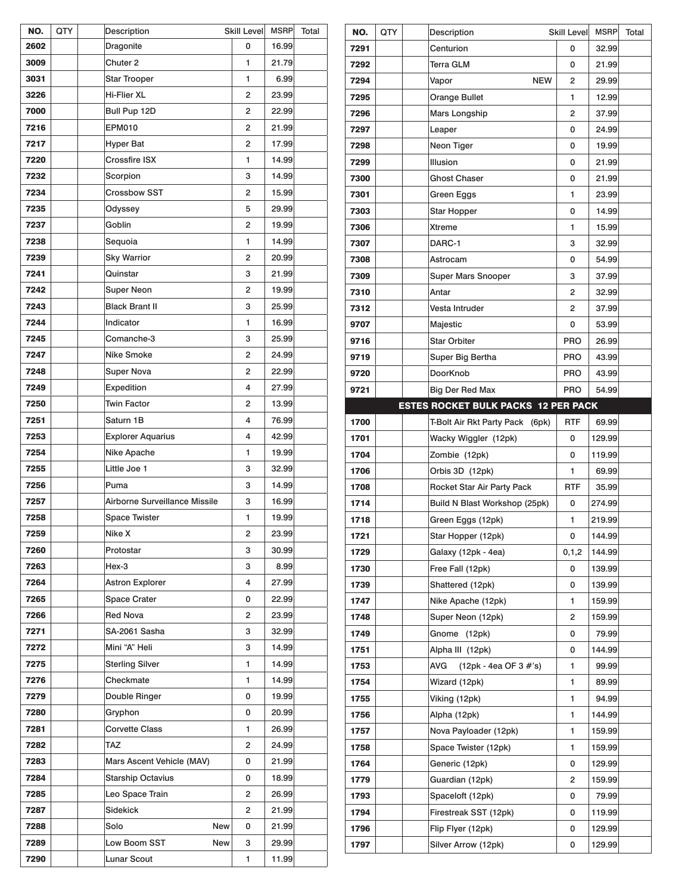| NO. | QTY | | Description | Skill Level | MSRP | Total |
|---|---|---|---|---|---|---|
| 2602 | | | Dragonite | 0 | 16.99 | |
| 3009 | | | Chuter 2 | 1 | 21.79 | |
| 3031 | | | Star Trooper | 1 | 6.99 | |
| 3226 | | | Hi-Flier XL | 2 | 23.99 | |
| 7000 | | | Bull Pup 12D | 2 | 22.99 | |
| 7216 | | | EPM010 | 2 | 21.99 | |
| 7217 | | | Hyper Bat | 2 | 17.99 | |
| 7220 | | | Crossfire ISX | 1 | 14.99 | |
| 7232 | | | Scorpion | 3 | 14.99 | |
| 7234 | | | Crossbow SST | 2 | 15.99 | |
| 7235 | | | Odyssey | 5 | 29.99 | |
| 7237 | | | Goblin | 2 | 19.99 | |
| 7238 | | | Sequoia | 1 | 14.99 | |
| 7239 | | | Sky Warrior | 2 | 20.99 | |
| 7241 | | | Quinstar | 3 | 21.99 | |
| 7242 | | | Super Neon | 2 | 19.99 | |
| 7243 | | | Black Brant II | 3 | 25.99 | |
| 7244 | | | Indicator | 1 | 16.99 | |
| 7245 | | | Comanche-3 | 3 | 25.99 | |
| 7247 | | | Nike Smoke | 2 | 24.99 | |
| 7248 | | | Super Nova | 2 | 22.99 | |
| 7249 | | | Expedition | 4 | 27.99 | |
| 7250 | | | Twin Factor | 2 | 13.99 | |
| 7251 | | | Saturn 1B | 4 | 76.99 | |
| 7253 | | | Explorer Aquarius | 4 | 42.99 | |
| 7254 | | | Nike Apache | 1 | 19.99 | |
| 7255 | | | Little Joe 1 | 3 | 32.99 | |
| 7256 | | | Puma | 3 | 14.99 | |
| 7257 | | | Airborne Surveillance Missile | 3 | 16.99 | |
| 7258 | | | Space Twister | 1 | 19.99 | |
| 7259 | | | Nike X | 2 | 23.99 | |
| 7260 | | | Protostar | 3 | 30.99 | |
| 7263 | | | Hex-3 | 3 | 8.99 | |
| 7264 | | | Astron Explorer | 4 | 27.99 | |
| 7265 | | | Space Crater | 0 | 22.99 | |
| 7266 | | | Red Nova | 2 | 23.99 | |
| 7271 | | | SA-2061 Sasha | 3 | 32.99 | |
| 7272 | | | Mini "A" Heli | 3 | 14.99 | |
| 7275 | | | Sterling Silver | 1 | 14.99 | |
| 7276 | | | Checkmate | 1 | 14.99 | |
| 7279 | | | Double Ringer | 0 | 19.99 | |
| 7280 | | | Gryphon | 0 | 20.99 | |
| 7281 | | | Corvette Class | 1 | 26.99 | |
| 7282 | | | TAZ | 2 | 24.99 | |
| 7283 | | | Mars Ascent Vehicle (MAV) | 0 | 21.99 | |
| 7284 | | | Starship Octavius | 0 | 18.99 | |
| 7285 | | | Leo Space Train | 2 | 26.99 | |
| 7287 | | | Sidekick | 2 | 21.99 | |
| 7288 | | | Solo New | 0 | 21.99 | |
| 7289 | | | Low Boom SST New | 3 | 29.99 | |
| 7290 | | | Lunar Scout | 1 | 11.99 | |
| 7291 | | | Centurion | 0 | 32.99 | |
| 7292 | | | Terra GLM | 0 | 21.99 | |
| 7294 | | | Vapor NEW | 2 | 29.99 | |
| 7295 | | | Orange Bullet | 1 | 12.99 | |
| 7296 | | | Mars Longship | 2 | 37.99 | |
| 7297 | | | Leaper | 0 | 24.99 | |
| 7298 | | | Neon Tiger | 0 | 19.99 | |
| 7299 | | | Illusion | 0 | 21.99 | |
| 7300 | | | Ghost Chaser | 0 | 21.99 | |
| 7301 | | | Green Eggs | 1 | 23.99 | |
| 7303 | | | Star Hopper | 0 | 14.99 | |
| 7306 | | | Xtreme | 1 | 15.99 | |
| 7307 | | | DARC-1 | 3 | 32.99 | |
| 7308 | | | Astrocam | 0 | 54.99 | |
| 7309 | | | Super Mars Snooper | 3 | 37.99 | |
| 7310 | | | Antar | 2 | 32.99 | |
| 7312 | | | Vesta Intruder | 2 | 37.99 | |
| 9707 | | | Majestic | 0 | 53.99 | |
| 9716 | | | Star Orbiter | PRO | 26.99 | |
| 9719 | | | Super Big Bertha | PRO | 43.99 | |
| 9720 | | | DoorKnob | PRO | 43.99 | |
| 9721 | | | Big Der Red Max | PRO | 54.99 | |

**ESTES ROCKET BULK PACKS 12 PER PACK**

| NO. | QTY | | Description | Skill Level | MSRP | Total |
|---|---|---|---|---|---|---|
| 1700 | | | T-Bolt Air Rkt Party Pack (6pk) | RTF | 69.99 | |
| 1701 | | | Wacky Wiggler (12pk) | 0 | 129.99 | |
| 1704 | | | Zombie (12pk) | 0 | 119.99 | |
| 1706 | | | Orbis 3D (12pk) | 1 | 69.99 | |
| 1708 | | | Rocket Star Air Party Pack | RTF | 35.99 | |
| 1714 | | | Build N Blast Workshop (25pk) | 0 | 274.99 | |
| 1718 | | | Green Eggs (12pk) | 1 | 219.99 | |
| 1721 | | | Star Hopper (12pk) | 0 | 144.99 | |
| 1729 | | | Galaxy (12pk - 4ea) | 0,1,2 | 144.99 | |
| 1730 | | | Free Fall (12pk) | 0 | 139.99 | |
| 1739 | | | Shattered (12pk) | 0 | 139.99 | |
| 1747 | | | Nike Apache (12pk) | 1 | 159.99 | |
| 1748 | | | Super Neon (12pk) | 2 | 159.99 | |
| 1749 | | | Gnome (12pk) | 0 | 79.99 | |
| 1751 | | | Alpha III (12pk) | 0 | 144.99 | |
| 1753 | | | AVG (12pk - 4ea OF 3 #'s) | 1 | 99.99 | |
| 1754 | | | Wizard (12pk) | 1 | 89.99 | |
| 1755 | | | Viking (12pk) | 1 | 94.99 | |
| 1756 | | | Alpha (12pk) | 1 | 144.99 | |
| 1757 | | | Nova Payloader (12pk) | 1 | 159.99 | |
| 1758 | | | Space Twister (12pk) | 1 | 159.99 | |
| 1764 | | | Generic (12pk) | 0 | 129.99 | |
| 1779 | | | Guardian (12pk) | 2 | 159.99 | |
| 1793 | | | Spaceloft (12pk) | 0 | 79.99 | |
| 1794 | | | Firestreak SST (12pk) | 0 | 119.99 | |
| 1796 | | | Flip Flyer (12pk) | 0 | 129.99 | |
| 1797 | | | Silver Arrow (12pk) | 0 | 129.99 | |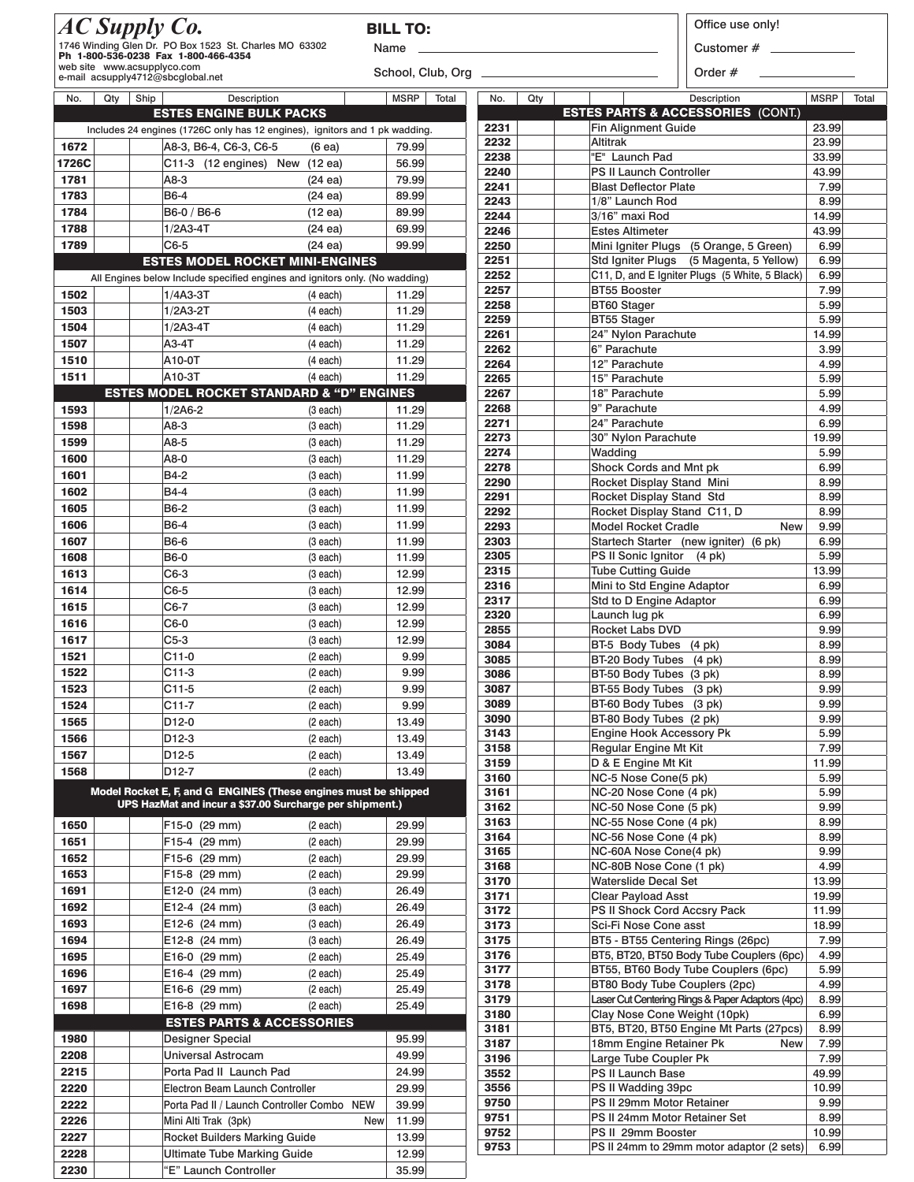# AC Supply Co.

1746 Winding Glen Dr. PO Box 1523 St. Charles MO 63302
**Ph 1-800-536-0238 Fax 1-800-466-4354**
web site www.acsupplyco.com
e-mail acsupply4712@sbcglobal.net

**BILL TO:**

Name ______________________________

School, Club, Org ______________________________

Office use only!

Customer # ____________

Order # ____________

| No. | Qty | Ship | Description | | MSRP | Total |
|---|---|---|---|---|---|---|
| | | | **ESTES ENGINE BULK PACKS** | | | |
| | | | Includes 24 engines (1726C only has 12 engines), ignitors and 1 pk wadding. | | | |
| 1672 | | | A8-3, B6-4, C6-3, C6-5 | (6 ea) | 79.99 | |
| 1726C | | | C11-3 (12 engines) New | (12 ea) | 56.99 | |
| 1781 | | | A8-3 | (24 ea) | 79.99 | |
| 1783 | | | B6-4 | (24 ea) | 89.99 | |
| 1784 | | | B6-0 / B6-6 | (12 ea) | 89.99 | |
| 1788 | | | 1/2A3-4T | (24 ea) | 69.99 | |
| 1789 | | | C6-5 | (24 ea) | 99.99 | |
| | | | **ESTES MODEL ROCKET MINI-ENGINES** | | | |
| | | | All Engines below Include specified engines and ignitors only. (No wadding) | | | |
| 1502 | | | 1/4A3-3T | (4 each) | 11.29 | |
| 1503 | | | 1/2A3-2T | (4 each) | 11.29 | |
| 1504 | | | 1/2A3-4T | (4 each) | 11.29 | |
| 1507 | | | A3-4T | (4 each) | 11.29 | |
| 1510 | | | A10-0T | (4 each) | 11.29 | |
| 1511 | | | A10-3T | (4 each) | 11.29 | |
| | | | **ESTES MODEL ROCKET STANDARD & "D" ENGINES** | | | |
| 1593 | | | 1/2A6-2 | (3 each) | 11.29 | |
| 1598 | | | A8-3 | (3 each) | 11.29 | |
| 1599 | | | A8-5 | (3 each) | 11.29 | |
| 1600 | | | A8-0 | (3 each) | 11.29 | |
| 1601 | | | B4-2 | (3 each) | 11.99 | |
| 1602 | | | B4-4 | (3 each) | 11.99 | |
| 1605 | | | B6-2 | (3 each) | 11.99 | |
| 1606 | | | B6-4 | (3 each) | 11.99 | |
| 1607 | | | B6-6 | (3 each) | 11.99 | |
| 1608 | | | B6-0 | (3 each) | 11.99 | |
| 1613 | | | C6-3 | (3 each) | 12.99 | |
| 1614 | | | C6-5 | (3 each) | 12.99 | |
| 1615 | | | C6-7 | (3 each) | 12.99 | |
| 1616 | | | C6-0 | (3 each) | 12.99 | |
| 1617 | | | C5-3 | (3 each) | 12.99 | |
| 1521 | | | C11-0 | (2 each) | 9.99 | |
| 1522 | | | C11-3 | (2 each) | 9.99 | |
| 1523 | | | C11-5 | (2 each) | 9.99 | |
| 1524 | | | C11-7 | (2 each) | 9.99 | |
| 1565 | | | D12-0 | (2 each) | 13.49 | |
| 1566 | | | D12-3 | (2 each) | 13.49 | |
| 1567 | | | D12-5 | (2 each) | 13.49 | |
| 1568 | | | D12-7 | (2 each) | 13.49 | |
| | | | **Model Rocket E, F, and G ENGINES (These engines must be shipped UPS HazMat and incur a $37.00 Surcharge per shipment.)** | | | |
| 1650 | | | F15-0 (29 mm) | (2 each) | 29.99 | |
| 1651 | | | F15-4 (29 mm) | (2 each) | 29.99 | |
| 1652 | | | F15-6 (29 mm) | (2 each) | 29.99 | |
| 1653 | | | F15-8 (29 mm) | (2 each) | 29.99 | |
| 1691 | | | E12-0 (24 mm) | (3 each) | 26.49 | |
| 1692 | | | E12-4 (24 mm) | (3 each) | 26.49 | |
| 1693 | | | E12-6 (24 mm) | (3 each) | 26.49 | |
| 1694 | | | E12-8 (24 mm) | (3 each) | 26.49 | |
| 1695 | | | E16-0 (29 mm) | (2 each) | 25.49 | |
| 1696 | | | E16-4 (29 mm) | (2 each) | 25.49 | |
| 1697 | | | E16-6 (29 mm) | (2 each) | 25.49 | |
| 1698 | | | E16-8 (29 mm) | (2 each) | 25.49 | |
| | | | **ESTES PARTS & ACCESSORIES** | | | |
| 1980 | | | Designer Special | | 95.99 | |
| 2208 | | | Universal Astrocam | | 49.99 | |
| 2215 | | | Porta Pad II Launch Pad | | 24.99 | |
| 2220 | | | Electron Beam Launch Controller | | 29.99 | |
| 2222 | | | Porta Pad II / Launch Controller Combo NEW | | 39.99 | |
| 2226 | | | Mini Alti Trak (3pk) | New | 11.99 | |
| 2227 | | | Rocket Builders Marking Guide | | 13.99 | |
| 2228 | | | Ultimate Tube Marking Guide | | 12.99 | |
| 2230 | | | "E" Launch Controller | | 35.99 | |

| No. | Qty | | Description | MSRP | Total |
|---|---|---|---|---|---|
| | | | **ESTES PARTS & ACCESSORIES (CONT.)** | | |
| 2231 | | | Fin Alignment Guide | 23.99 | |
| 2232 | | | Altitrak | 23.99 | |
| 2238 | | | "E" Launch Pad | 33.99 | |
| 2240 | | | PS II Launch Controller | 43.99 | |
| 2241 | | | Blast Deflector Plate | 7.99 | |
| 2243 | | | 1/8" Launch Rod | 8.99 | |
| 2244 | | | 3/16" maxi Rod | 14.99 | |
| 2246 | | | Estes Altimeter | 43.99 | |
| 2250 | | | Mini Igniter Plugs (5 Orange, 5 Green) | 6.99 | |
| 2251 | | | Std Igniter Plugs (5 Magenta, 5 Yellow) | 6.99 | |
| 2252 | | | C11, D, and E Igniter Plugs (5 White, 5 Black) | 6.99 | |
| 2257 | | | BT55 Booster | 7.99 | |
| 2258 | | | BT60 Stager | 5.99 | |
| 2259 | | | BT55 Stager | 5.99 | |
| 2261 | | | 24" Nylon Parachute | 14.99 | |
| 2262 | | | 6" Parachute | 3.99 | |
| 2264 | | | 12" Parachute | 4.99 | |
| 2265 | | | 15" Parachute | 5.99 | |
| 2267 | | | 18" Parachute | 5.99 | |
| 2268 | | | 9" Parachute | 4.99 | |
| 2271 | | | 24" Parachute | 6.99 | |
| 2273 | | | 30" Nylon Parachute | 19.99 | |
| 2274 | | | Wadding | 5.99 | |
| 2278 | | | Shock Cords and Mnt pk | 6.99 | |
| 2290 | | | Rocket Display Stand Mini | 8.99 | |
| 2291 | | | Rocket Display Stand Std | 8.99 | |
| 2292 | | | Rocket Display Stand C11, D | 8.99 | |
| 2293 | | | Model Rocket Cradle New | 9.99 | |
| 2303 | | | Startech Starter (new igniter) (6 pk) | 6.99 | |
| 2305 | | | PS II Sonic Ignitor (4 pk) | 5.99 | |
| 2315 | | | Tube Cutting Guide | 13.99 | |
| 2316 | | | Mini to Std Engine Adaptor | 6.99 | |
| 2317 | | | Std to D Engine Adaptor | 6.99 | |
| 2320 | | | Launch lug pk | 6.99 | |
| 2855 | | | Rocket Labs DVD | 9.99 | |
| 3084 | | | BT-5 Body Tubes (4 pk) | 8.99 | |
| 3085 | | | BT-20 Body Tubes (4 pk) | 8.99 | |
| 3086 | | | BT-50 Body Tubes (3 pk) | 8.99 | |
| 3087 | | | BT-55 Body Tubes (3 pk) | 9.99 | |
| 3089 | | | BT-60 Body Tubes (3 pk) | 9.99 | |
| 3090 | | | BT-80 Body Tubes (2 pk) | 9.99 | |
| 3143 | | | Engine Hook Accessory Pk | 5.99 | |
| 3158 | | | Regular Engine Mt Kit | 7.99 | |
| 3159 | | | D & E Engine Mt Kit | 11.99 | |
| 3160 | | | NC-5 Nose Cone(5 pk) | 5.99 | |
| 3161 | | | NC-20 Nose Cone (4 pk) | 5.99 | |
| 3162 | | | NC-50 Nose Cone (5 pk) | 9.99 | |
| 3163 | | | NC-55 Nose Cone (4 pk) | 8.99 | |
| 3164 | | | NC-56 Nose Cone (4 pk) | 8.99 | |
| 3165 | | | NC-60A Nose Cone(4 pk) | 9.99 | |
| 3168 | | | NC-80B Nose Cone (1 pk) | 4.99 | |
| 3170 | | | Waterslide Decal Set | 13.99 | |
| 3171 | | | Clear Payload Asst | 19.99 | |
| 3172 | | | PS II Shock Cord Accsry Pack | 11.99 | |
| 3173 | | | Sci-Fi Nose Cone asst | 18.99 | |
| 3175 | | | BT5 - BT55 Centering Rings (26pc) | 7.99 | |
| 3176 | | | BT5, BT20, BT50 Body Tube Couplers (6pc) | 4.99 | |
| 3177 | | | BT55, BT60 Body Tube Couplers (6pc) | 5.99 | |
| 3178 | | | BT80 Body Tube Couplers (2pc) | 4.99 | |
| 3179 | | | Laser Cut Centering Rings & Paper Adaptors (4pc) | 8.99 | |
| 3180 | | | Clay Nose Cone Weight (10pk) | 6.99 | |
| 3181 | | | BT5, BT20, BT50 Engine Mt Parts (27pcs) | 8.99 | |
| 3187 | | | 18mm Engine Retainer Pk New | 7.99 | |
| 3196 | | | Large Tube Coupler Pk | 7.99 | |
| 3552 | | | PS II Launch Base | 49.99 | |
| 3556 | | | PS II Wadding 39pc | 10.99 | |
| 9750 | | | PS II 29mm Motor Retainer | 9.99 | |
| 9751 | | | PS II 24mm Motor Retainer Set | 8.99 | |
| 9752 | | | PS II 29mm Booster | 10.99 | |
| 9753 | | | PS II 24mm to 29mm motor adaptor (2 sets) | 6.99 | |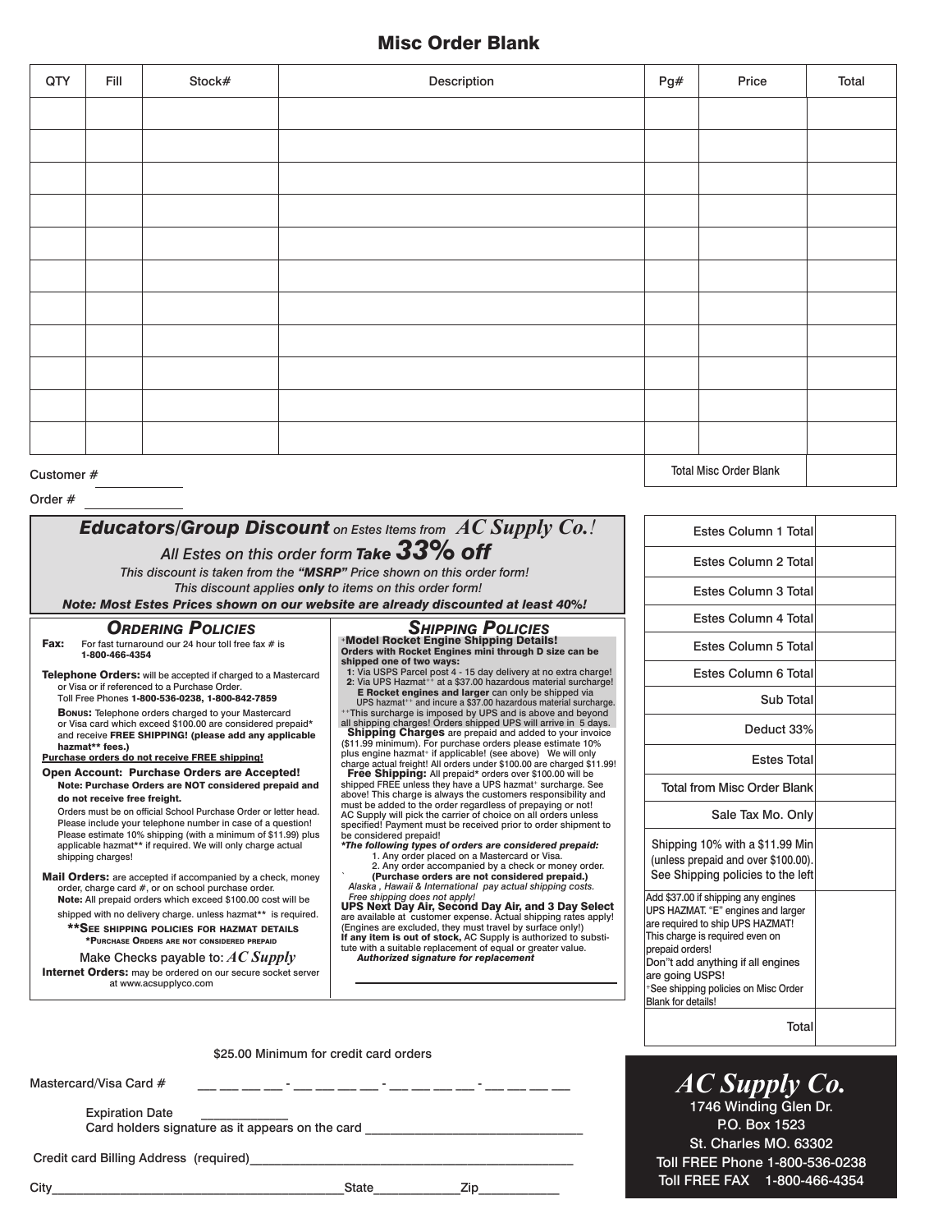# Misc Order Blank

| QTY | Fill | Stock# | Description | Pg# | Price | Total |
|---|---|---|---|---|---|---|
| | | | | | | |
| | | | | | | |
| | | | | | | |
| | | | | | | |
| | | | | | | |
| | | | | | | |
| | | | | | | |
| | | | | | | |
| | | | | | | |
| | | | | | | |
| | | | | | | |
| | | | | | Total Misc Order Blank | |

Customer # \_\_\_\_\_\_\_\_\_\_

Order # \_\_\_\_\_\_\_\_\_\_

## *Educators/Group Discount* *on Estes Items from AC Supply Co.!*

*All Estes on this order form* ***Take 33% off***

*This discount is taken from the* ***"MSRP"*** *Price shown on this order form!*

*This discount applies* ***only*** *to items on this order form!*

***Note: Most Estes Prices shown on our website are already discounted at least 40%!***

### *Ordering Policies*

**Fax:** For fast turnaround our 24 hour toll free fax # is **1-800-466-4354**

**Telephone Orders:** will be accepted if charged to a Mastercard or Visa or if referenced to a Purchase Order. Toll Free Phones **1-800-536-0238, 1-800-842-7859**

**Bonus:** Telephone orders charged to your Mastercard or Visa card which exceed $100.00 are considered prepaid* and receive **FREE SHIPPING! (please add any applicable hazmat** fees.)**

**Purchase orders do not receive FREE shipping!**

**Open Account: Purchase Orders are Accepted!**

**Note: Purchase Orders are NOT considered prepaid and do not receive free freight.**

Orders must be on official School Purchase Order or letter head. Please include your telephone number in case of a question! Please estimate 10% shipping (with a minimum of $11.99) plus applicable hazmat** if required. We will only charge actual shipping charges!

**Mail Orders:** are accepted if accompanied by a check, money order, charge card #, or on school purchase order.

**Note:** All prepaid orders which exceed $100.00 cost will be shipped with no delivery charge. unless hazmat** is required.

****See shipping policies for hazmat details**

***Purchase Orders are not considered prepaid**

Make Checks payable to: *AC Supply*

**Internet Orders:** may be ordered on our secure socket server at www.acsupplyco.com

### *Shipping Policies*

**+Model Rocket Engine Shipping Details!**

**Orders with Rocket Engines mini through D size can be shipped one of two ways:**

**1**: Via USPS Parcel post 4 - 15 day delivery at no extra charge!

**2**: Via UPS Hazmat++ at a $37.00 hazardous material surcharge!

**E Rocket engines and larger** can only be shipped via UPS hazmat++ and incure a $37.00 hazardous material surcharge.

++This surcharge is imposed by UPS and is above and beyond all shipping charges! Orders shipped UPS will arrive in 5 days.

**Shipping Charges** are prepaid and added to your invoice ($11.99 minimum). For purchase orders please estimate 10% plus engine hazmat+ if applicable! (see above) We will only charge actual freight! All orders under $100.00 are charged $11.99!

**Free Shipping:** All prepaid* orders over $100.00 will be shipped FREE unless they have a UPS hazmat+ surcharge. See above! This charge is always the customers responsibility and must be added to the order regardless of prepaying or not! AC Supply will pick the carrier of choice on all orders unless specified! Payment must be received prior to order shipment to be considered prepaid!

***The following types of orders are considered prepaid:***

1. Any order placed on a Mastercard or Visa.
2. Any order accompanied by a check or money order.

**(Purchase orders are not considered prepaid.)**

*Alaska , Hawaii & International pay actual shipping costs. Free shipping does not apply!*

**UPS Next Day Air, Second Day Air, and 3 Day Select** are available at customer expense. Actual shipping rates apply! (Engines are excluded, they must travel by surface only!)

**If any item is out of stock,** AC Supply is authorized to substitute with a suitable replacement of equal or greater value.

***Authorized signature for replacement***

\_\_\_\_\_\_\_\_\_\_\_\_\_\_\_\_\_\_\_\_\_\_\_\_\_\_\_\_\_\_

| | |
|---|---|
| Estes Column 1 Total | |
| Estes Column 2 Total | |
| Estes Column 3 Total | |
| Estes Column 4 Total | |
| Estes Column 5 Total | |
| Estes Column 6 Total | |
| Sub Total | |
| Deduct 33% | |
| Estes Total | |
| Total from Misc Order Blank | |
| Sale Tax Mo. Only | |
| Shipping 10% with a $11.99 Min (unless prepaid and over $100.00). See Shipping policies to the left | |
| Add $37.00 if shipping any engines UPS HAZMAT. "E" engines and larger are required to ship UPS HAZMAT! This charge is required even on prepaid orders! Don"t add anything if all engines are going USPS! +See shipping policies on Misc Order Blank for details! | |
| Total | |

$25.00 Minimum for credit card orders

Mastercard/Visa Card # \_\_ \_\_ \_\_ \_\_ - \_\_ \_\_ \_\_ \_\_ - \_\_ \_\_ \_\_ \_\_ - \_\_ \_\_ \_\_ \_\_

Expiration Date \_\_\_\_\_\_\_\_\_\_

Card holders signature as it appears on the card \_\_\_\_\_\_\_\_\_\_\_\_\_\_\_\_\_\_\_\_\_\_\_\_\_\_\_\_\_\_

Credit card Billing Address (required)\_\_\_\_\_\_\_\_\_\_\_\_\_\_\_\_\_\_\_\_\_\_\_\_\_\_\_\_\_\_\_\_\_\_\_\_\_\_\_\_

City\_\_\_\_\_\_\_\_\_\_\_\_\_\_\_\_\_\_\_\_\_\_\_\_\_\_\_\_\_\_\_\_\_\_\_\_State\_\_\_\_\_\_\_\_\_\_Zip\_\_\_\_\_\_\_\_\_\_

*AC Supply Co.*
1746 Winding Glen Dr.
P.O. Box 1523
St. Charles MO. 63302
Toll FREE Phone 1-800-536-0238
Toll FREE FAX 1-800-466-4354